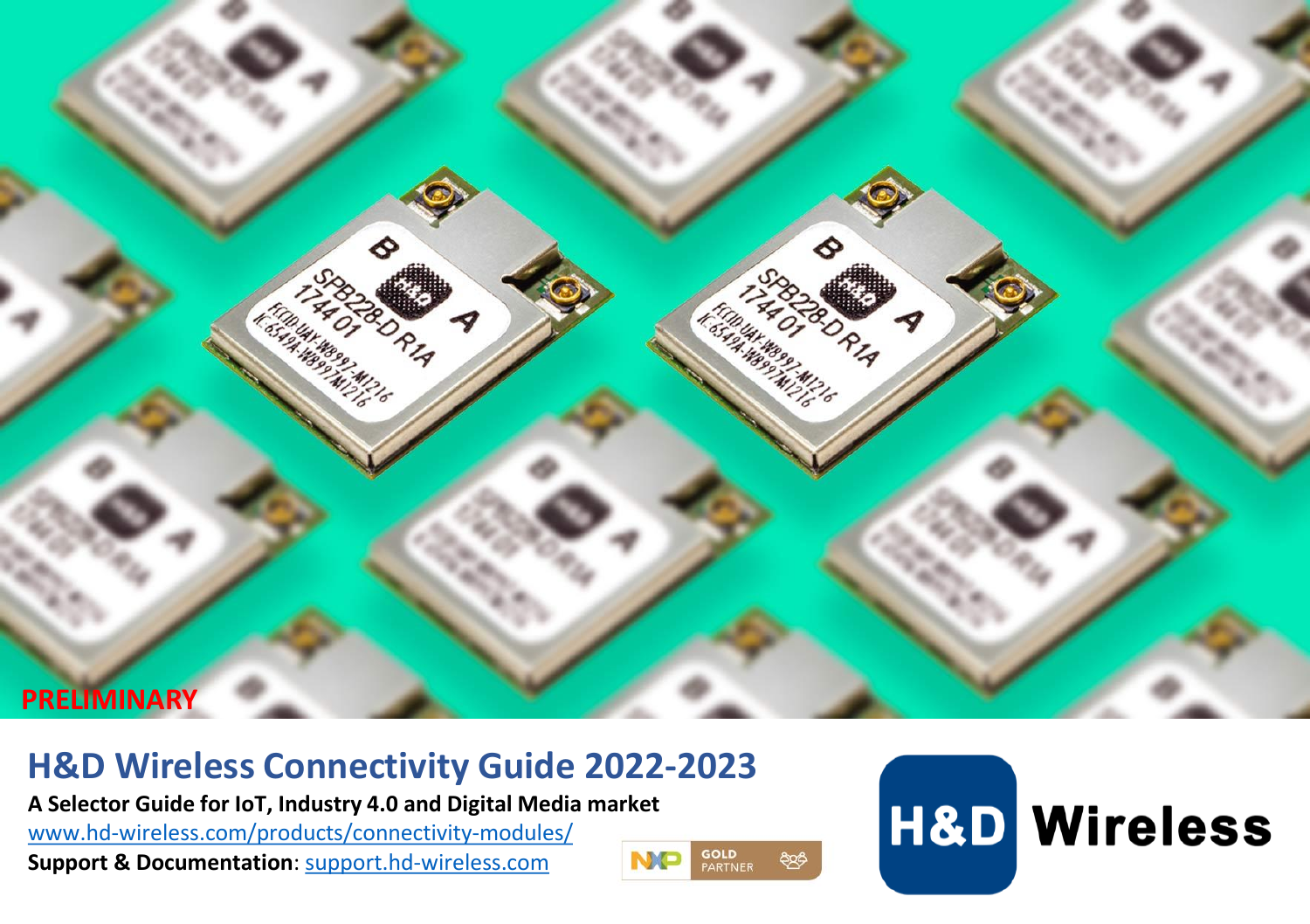PRELIMINARY

# H&D Wireless Connectivity Guide 2022-2023

**A Selector Guide for IoT, Industry 4.0 and Digital Media market**

www.hd-wireless.com/products/connectivity-modules/

**Support & Documentation**: support.hd-wireless.com

NXP GOLD PARTNER

H&D Wireless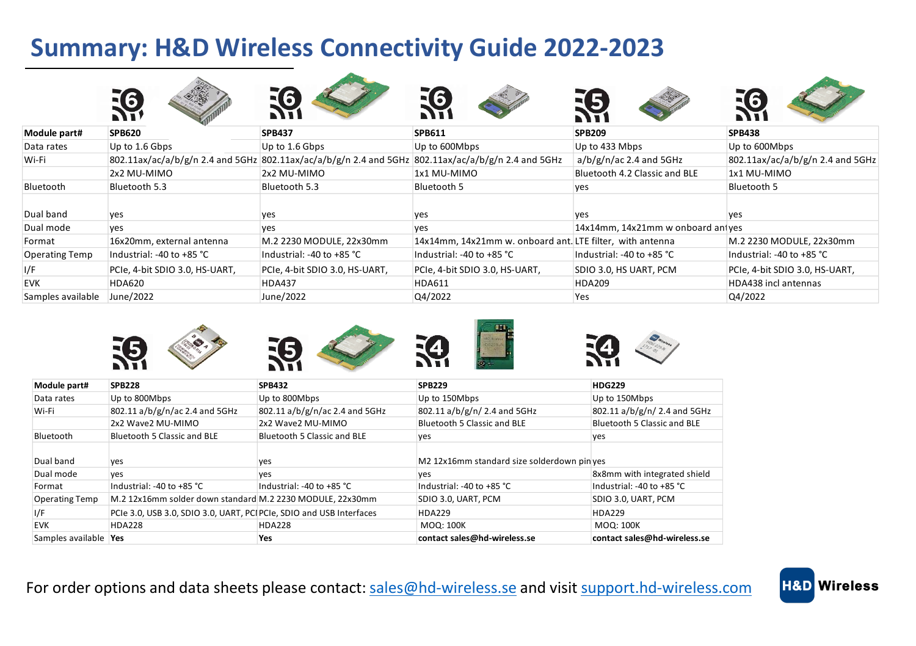# Summary: H&D Wireless Connectivity Guide 2022-2023

| Module part# | SPB620 | SPB437 | SPB611 | SPB209 | SPB438 |
|---|---|---|---|---|---|
| Data rates | Up to 1.6 Gbps | Up to 1.6 Gbps | Up to 600Mbps | Up to 433 Mbps | Up to 600Mbps |
| Wi-Fi | 802.11ax/ac/a/b/g/n 2.4 and 5GHz | 802.11ax/ac/a/b/g/n 2.4 and 5GHz | 802.11ax/ac/a/b/g/n 2.4 and 5GHz | a/b/g/n/ac 2.4 and 5GHz | 802.11ax/ac/a/b/g/n 2.4 and 5GHz |
| | 2x2 MU-MIMO | 2x2 MU-MIMO | 1x1 MU-MIMO | Bluetooth 4.2 Classic and BLE | 1x1 MU-MIMO |
| Bluetooth | Bluetooth 5.3 | Bluetooth 5.3 | Bluetooth 5 | yes | Bluetooth 5 |
| Dual band | yes | yes | yes | yes | yes |
| Dual mode | yes | yes | yes | 14x14mm, 14x21mm w onboard ant | yes |
| Format | 16x20mm, external antenna | M.2 2230 MODULE, 22x30mm | 14x14mm, 14x21mm w. onboard ant. | LTE filter, with antenna | M.2 2230 MODULE, 22x30mm |
| Operating Temp | Industrial: -40 to +85 °C | Industrial: -40 to +85 °C | Industrial: -40 to +85 °C | Industrial: -40 to +85 °C | Industrial: -40 to +85 °C |
| I/F | PCIe, 4-bit SDIO 3.0, HS-UART, | PCIe, 4-bit SDIO 3.0, HS-UART, | PCIe, 4-bit SDIO 3.0, HS-UART, | SDIO 3.0, HS UART, PCM | PCIe, 4-bit SDIO 3.0, HS-UART, |
| EVK | HDA620 | HDA437 | HDA611 | HDA209 | HDA438 incl antennas |
| Samples available | June/2022 | June/2022 | Q4/2022 | Yes | Q4/2022 |

| Module part# | SPB228 | SPB432 | SPB229 | HDG229 |
|---|---|---|---|---|
| Data rates | Up to 800Mbps | Up to 800Mbps | Up to 150Mbps | Up to 150Mbps |
| Wi-Fi | 802.11 a/b/g/n/ac 2.4 and 5GHz | 802.11 a/b/g/n/ac 2.4 and 5GHz | 802.11 a/b/g/n/ 2.4 and 5GHz | 802.11 a/b/g/n/ 2.4 and 5GHz |
| | 2x2 Wave2 MU-MIMO | 2x2 Wave2 MU-MIMO | Bluetooth 5 Classic and BLE | Bluetooth 5 Classic and BLE |
| Bluetooth | Bluetooth 5 Classic and BLE | Bluetooth 5 Classic and BLE | yes | yes |
| Dual band | yes | yes | M2 12x16mm standard size solderdown pin | yes |
| Dual mode | yes | yes | yes | 8x8mm with integrated shield |
| Format | Industrial: -40 to +85 °C | Industrial: -40 to +85 °C | Industrial: -40 to +85 °C | Industrial: -40 to +85 °C |
| Operating Temp | M.2 12x16mm solder down standard | M.2 2230 MODULE, 22x30mm | SDIO 3.0, UART, PCM | SDIO 3.0, UART, PCM |
| I/F | PCIe 3.0, USB 3.0, SDIO 3.0, UART, PCI | PCIe, SDIO and USB Interfaces | HDA229 | HDA229 |
| EVK | HDA228 | HDA228 | MOQ: 100K | MOQ: 100K |
| Samples available | **Yes** | **Yes** | **contact sales@hd-wireless.se** | **contact sales@hd-wireless.se** |

For order options and data sheets please contact: sales@hd-wireless.se and visit support.hd-wireless.com

H&D Wireless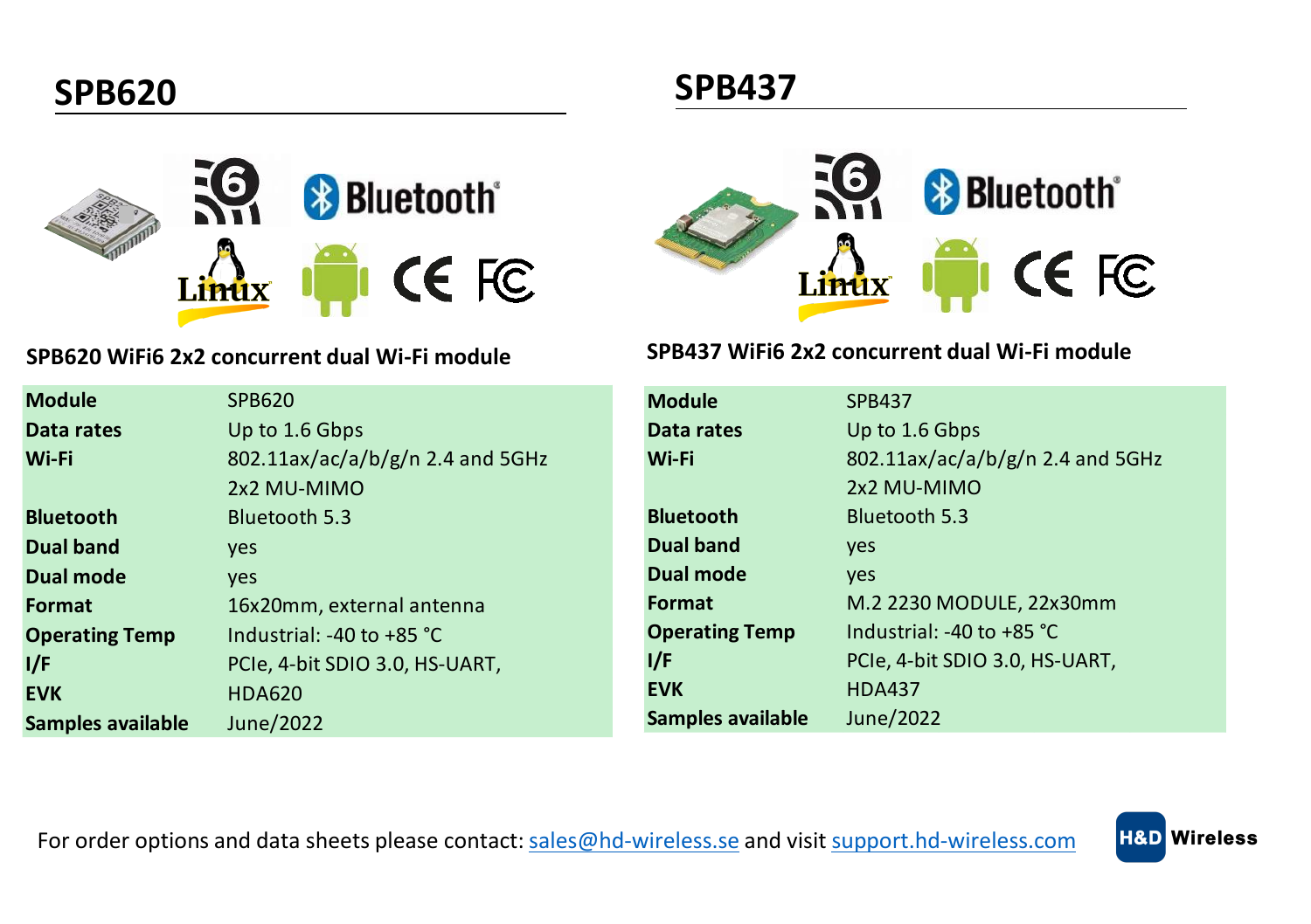## SPB620

SPB620 WiFi6 2x2 concurrent dual Wi-Fi module

| Module | SPB620 |
|---|---|
| Data rates | Up to 1.6 Gbps |
| Wi-Fi | 802.11ax/ac/a/b/g/n 2.4 and 5GHz<br>2x2 MU-MIMO |
| Bluetooth | Bluetooth 5.3 |
| Dual band | yes |
| Dual mode | yes |
| Format | 16x20mm, external antenna |
| Operating Temp | Industrial: -40 to +85 °C |
| I/F | PCIe, 4-bit SDIO 3.0, HS-UART, |
| EVK | HDA620 |
| Samples available | June/2022 |

## SPB437

SPB437 WiFi6 2x2 concurrent dual Wi-Fi module

| Module | SPB437 |
|---|---|
| Data rates | Up to 1.6 Gbps |
| Wi-Fi | 802.11ax/ac/a/b/g/n 2.4 and 5GHz<br>2x2 MU-MIMO |
| Bluetooth | Bluetooth 5.3 |
| Dual band | yes |
| Dual mode | yes |
| Format | M.2 2230 MODULE, 22x30mm |
| Operating Temp | Industrial: -40 to +85 °C |
| I/F | PCIe, 4-bit SDIO 3.0, HS-UART, |
| EVK | HDA437 |
| Samples available | June/2022 |

For order options and data sheets please contact: sales@hd-wireless.se and visit support.hd-wireless.com

H&D Wireless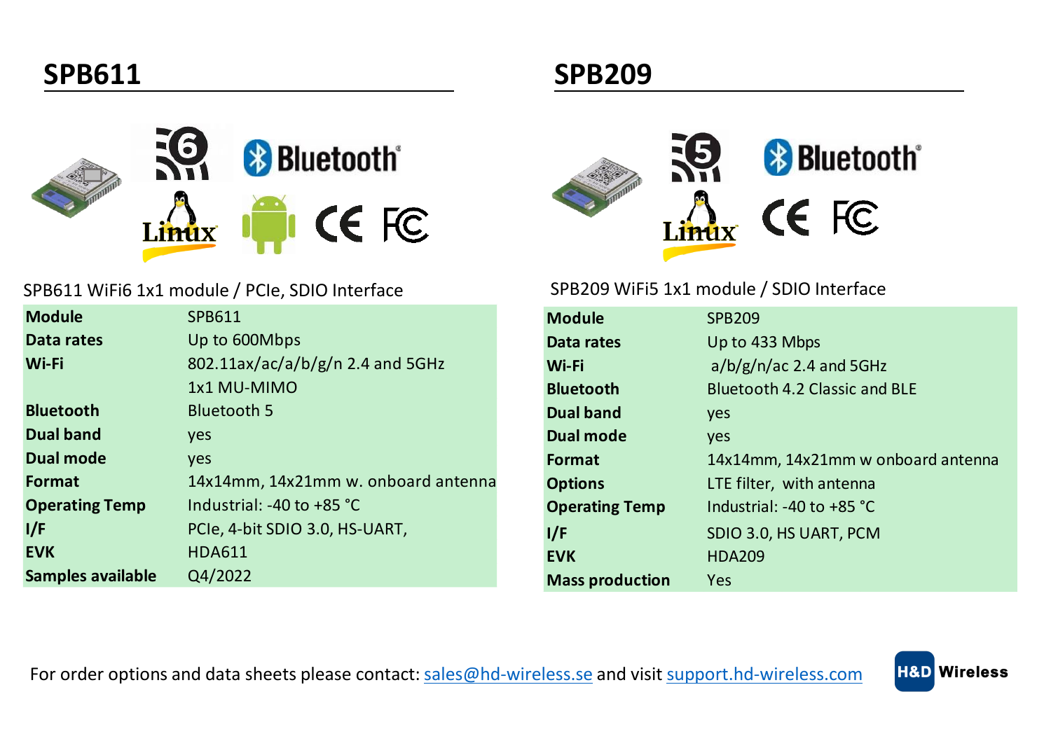## SPB611

SPB611 WiFi6 1x1 module / PCIe, SDIO Interface

| Module | SPB611 |
|---|---|
| Data rates | Up to 600Mbps |
| Wi-Fi | 802.11ax/ac/a/b/g/n 2.4 and 5GHz |
| | 1x1 MU-MIMO |
| Bluetooth | Bluetooth 5 |
| Dual band | yes |
| Dual mode | yes |
| Format | 14x14mm, 14x21mm w. onboard antenna |
| Operating Temp | Industrial: -40 to +85 °C |
| I/F | PCIe, 4-bit SDIO 3.0, HS-UART, |
| EVK | HDA611 |
| Samples available | Q4/2022 |

## SPB209

SPB209 WiFi5 1x1 module / SDIO Interface

| Module | SPB209 |
|---|---|
| Data rates | Up to 433 Mbps |
| Wi-Fi | a/b/g/n/ac 2.4 and 5GHz |
| Bluetooth | Bluetooth 4.2 Classic and BLE |
| Dual band | yes |
| Dual mode | yes |
| Format | 14x14mm, 14x21mm w onboard antenna |
| Options | LTE filter, with antenna |
| Operating Temp | Industrial: -40 to +85 °C |
| I/F | SDIO 3.0, HS UART, PCM |
| EVK | HDA209 |
| Mass production | Yes |

For order options and data sheets please contact: sales@hd-wireless.se and visit support.hd-wireless.com

H&D Wireless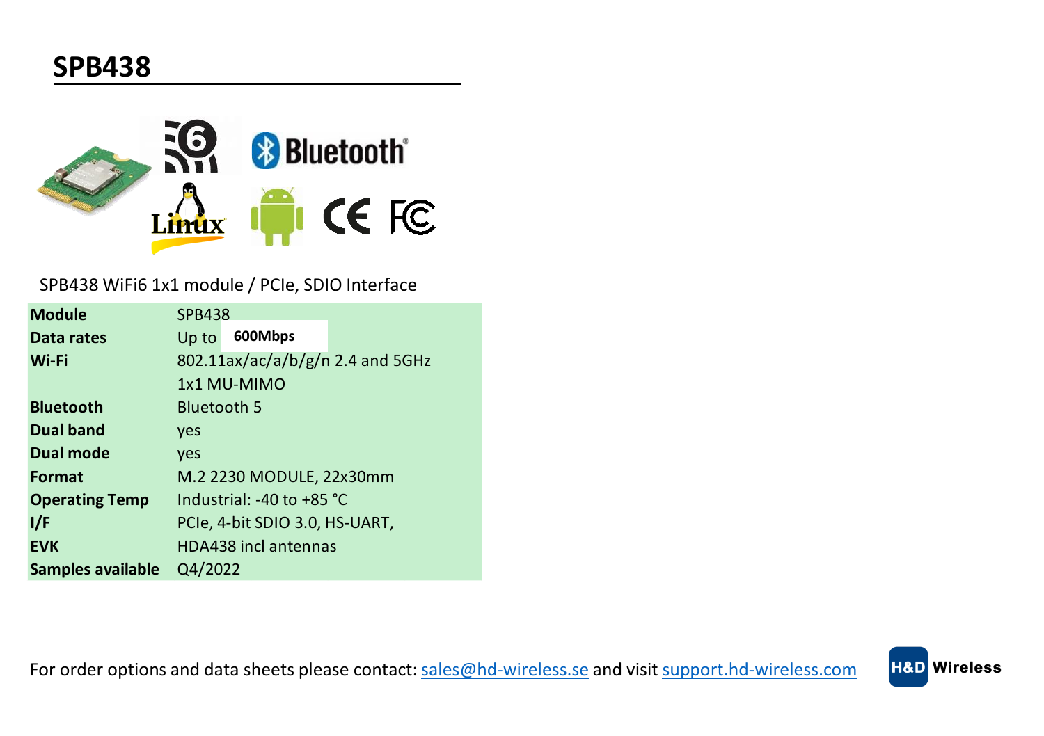# SPB438

SPB438 WiFi6 1x1 module / PCIe, SDIO Interface

| | |
|---|---|
| **Module** | SPB438 |
| **Data rates** | Up to 600Mbps |
| **Wi-Fi** | 802.11ax/ac/a/b/g/n 2.4 and 5GHz |
| | 1x1 MU-MIMO |
| **Bluetooth** | Bluetooth 5 |
| **Dual band** | yes |
| **Dual mode** | yes |
| **Format** | M.2 2230 MODULE, 22x30mm |
| **Operating Temp** | Industrial: -40 to +85 °C |
| **I/F** | PCIe, 4-bit SDIO 3.0, HS-UART, |
| **EVK** | HDA438 incl antennas |
| **Samples available** | Q4/2022 |

For order options and data sheets please contact: sales@hd-wireless.se and visit support.hd-wireless.com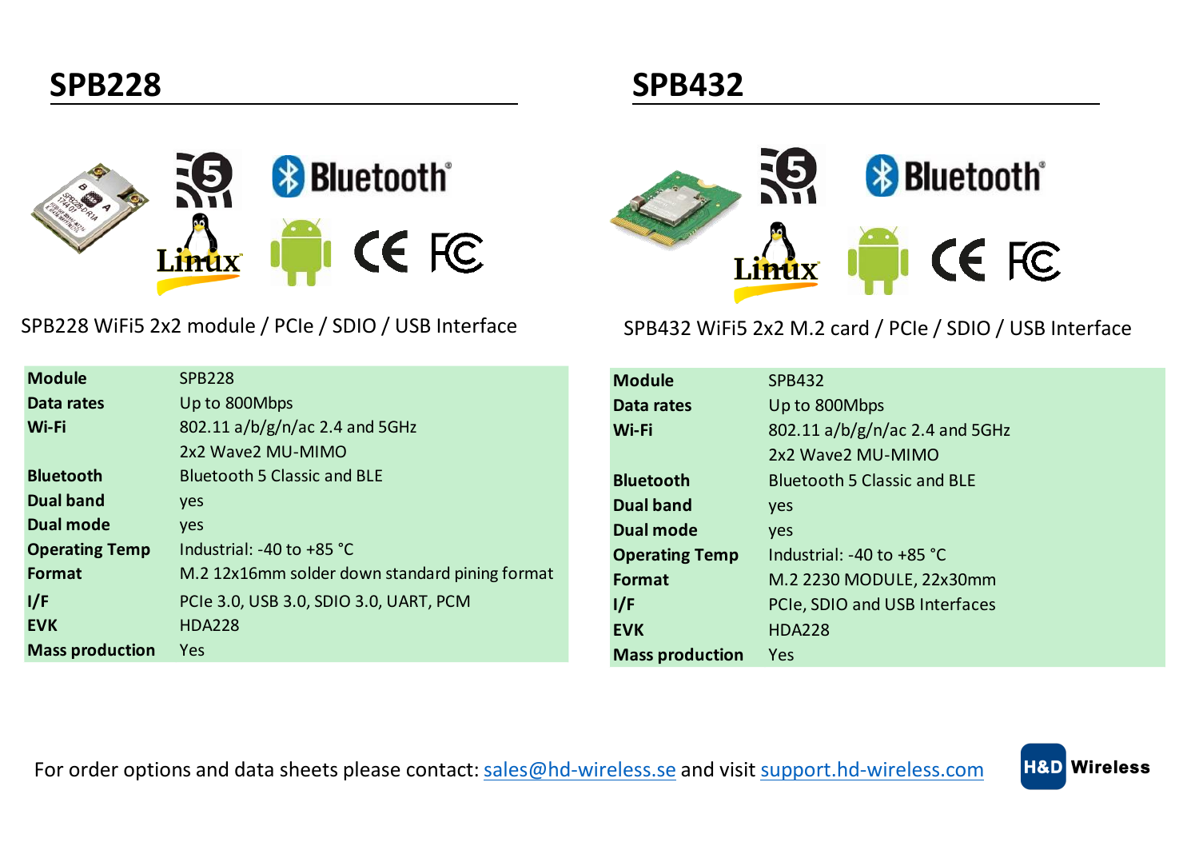## SPB228

SPB228 WiFi5 2x2 module / PCIe / SDIO / USB Interface

| **Module** | SPB228 |
| --- | --- |
| **Data rates** | Up to 800Mbps |
| **Wi-Fi** | 802.11 a/b/g/n/ac 2.4 and 5GHz<br>2x2 Wave2 MU-MIMO |
| **Bluetooth** | Bluetooth 5 Classic and BLE |
| **Dual band** | yes |
| **Dual mode** | yes |
| **Operating Temp** | Industrial: -40 to +85 °C |
| **Format** | M.2 12x16mm solder down standard pining format |
| **I/F** | PCIe 3.0, USB 3.0, SDIO 3.0, UART, PCM |
| **EVK** | HDA228 |
| **Mass production** | Yes |

## SPB432

SPB432 WiFi5 2x2 M.2 card / PCIe / SDIO / USB Interface

| **Module** | SPB432 |
| --- | --- |
| **Data rates** | Up to 800Mbps |
| **Wi-Fi** | 802.11 a/b/g/n/ac 2.4 and 5GHz<br>2x2 Wave2 MU-MIMO |
| **Bluetooth** | Bluetooth 5 Classic and BLE |
| **Dual band** | yes |
| **Dual mode** | yes |
| **Operating Temp** | Industrial: -40 to +85 °C |
| **Format** | M.2 2230 MODULE, 22x30mm |
| **I/F** | PCIe, SDIO and USB Interfaces |
| **EVK** | HDA228 |
| **Mass production** | Yes |

For order options and data sheets please contact: sales@hd-wireless.se and visit support.hd-wireless.com

H&D Wireless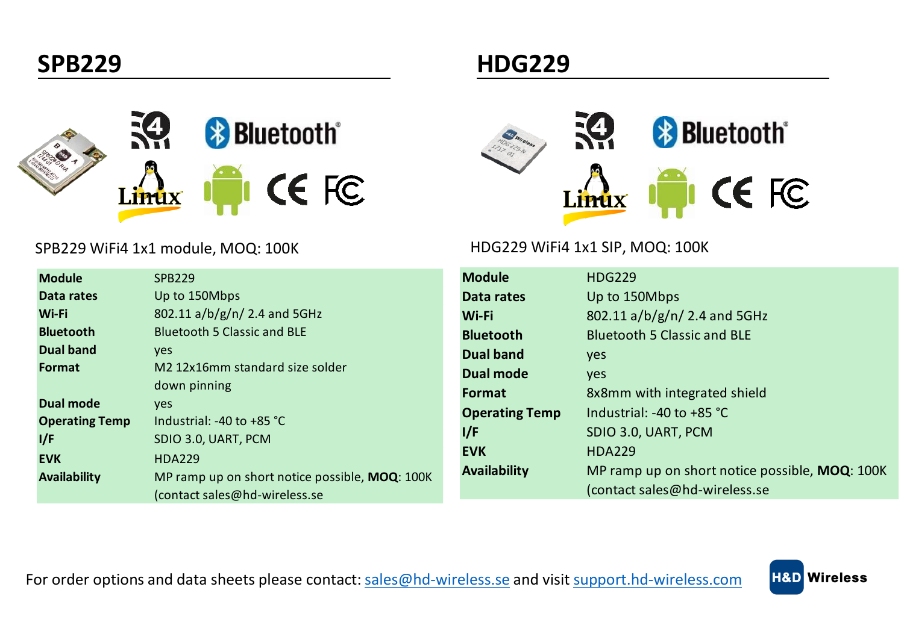## SPB229

SPB229 WiFi4 1x1 module, MOQ: 100K

| | |
|---|---|
| **Module** | SPB229 |
| **Data rates** | Up to 150Mbps |
| **Wi-Fi** | 802.11 a/b/g/n/ 2.4 and 5GHz |
| **Bluetooth** | Bluetooth 5 Classic and BLE |
| **Dual band** | yes |
| **Format** | M2 12x16mm standard size solder down pinning |
| **Dual mode** | yes |
| **Operating Temp** | Industrial: -40 to +85 °C |
| **I/F** | SDIO 3.0, UART, PCM |
| **EVK** | HDA229 |
| **Availability** | MP ramp up on short notice possible, **MOQ**: 100K (contact sales@hd-wireless.se |

## HDG229

HDG229 WiFi4 1x1 SIP, MOQ: 100K

| | |
|---|---|
| **Module** | HDG229 |
| **Data rates** | Up to 150Mbps |
| **Wi-Fi** | 802.11 a/b/g/n/ 2.4 and 5GHz |
| **Bluetooth** | Bluetooth 5 Classic and BLE |
| **Dual band** | yes |
| **Dual mode** | yes |
| **Format** | 8x8mm with integrated shield |
| **Operating Temp** | Industrial: -40 to +85 °C |
| **I/F** | SDIO 3.0, UART, PCM |
| **EVK** | HDA229 |
| **Availability** | MP ramp up on short notice possible, **MOQ**: 100K (contact sales@hd-wireless.se |

For order options and data sheets please contact: sales@hd-wireless.se and visit support.hd-wireless.com

H&D Wireless